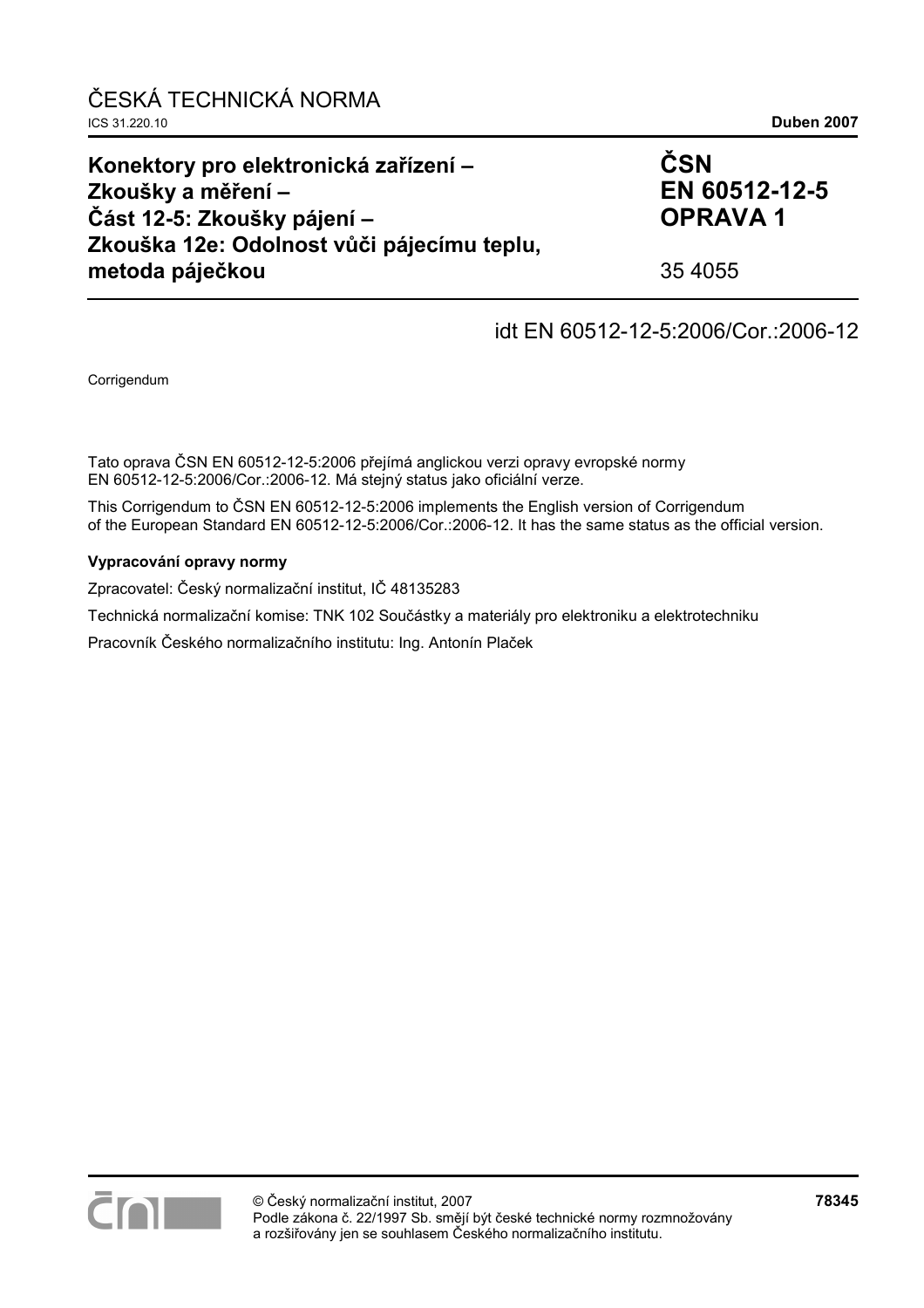ČESKÁ TECHNICKÁ NORMA

ICS 31.220.10 **Duben 2007**

# Konektory pro elektronická zařízení – Zkoušky a měření – Část 12-5: Zkoušky pájení – Zkouška 12e: Odolnost vůči pájecímu teplu, metoda páječkou

**ČSN EN 60512-12-5 OPRAVA 1**

35 4055

idt EN 60512-12-5:2006/Cor.:2006-12

Corrigendum

Tato oprava ČSN EN 60512-12-5:2006 přejímá anglickou verzi opravy evropské normy EN 60512-12-5:2006/Cor.:2006-12. Má stejný status jako oficiální verze.

This Corrigendum to ČSN EN 60512-12-5:2006 implements the English version of Corrigendum of the European Standard EN 60512-12-5:2006/Cor.:2006-12. It has the same status as the official version.

**Vypracování opravy normy**

Zpracovatel: Český normalizační institut, IČ 48135283

Technická normalizační komise: TNK 102 Součástky a materiály pro elektroniku a elektrotechniku

Pracovník Českého normalizačního institutu: Ing. Antonín Plaček

© Český normalizační institut, 2007
Podle zákona č. 22/1997 Sb. smějí být české technické normy rozmnožovány a rozšiřovány jen se souhlasem Českého normalizačního institutu.

**78345**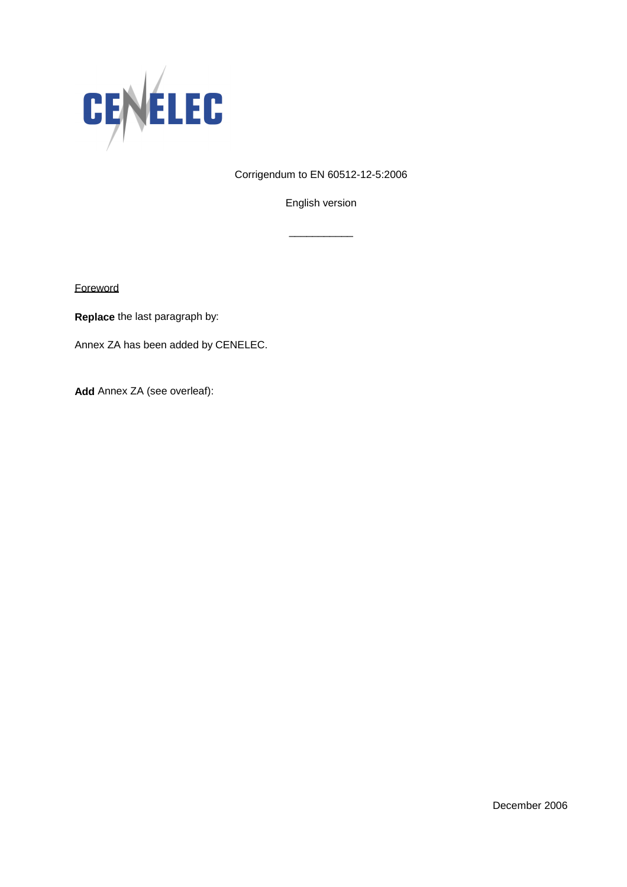CENELEC

Corrigendum to EN 60512-12-5:2006

English version

___________

Foreword

**Replace** the last paragraph by:

Annex ZA has been added by CENELEC.

**Add** Annex ZA (see overleaf):

December 2006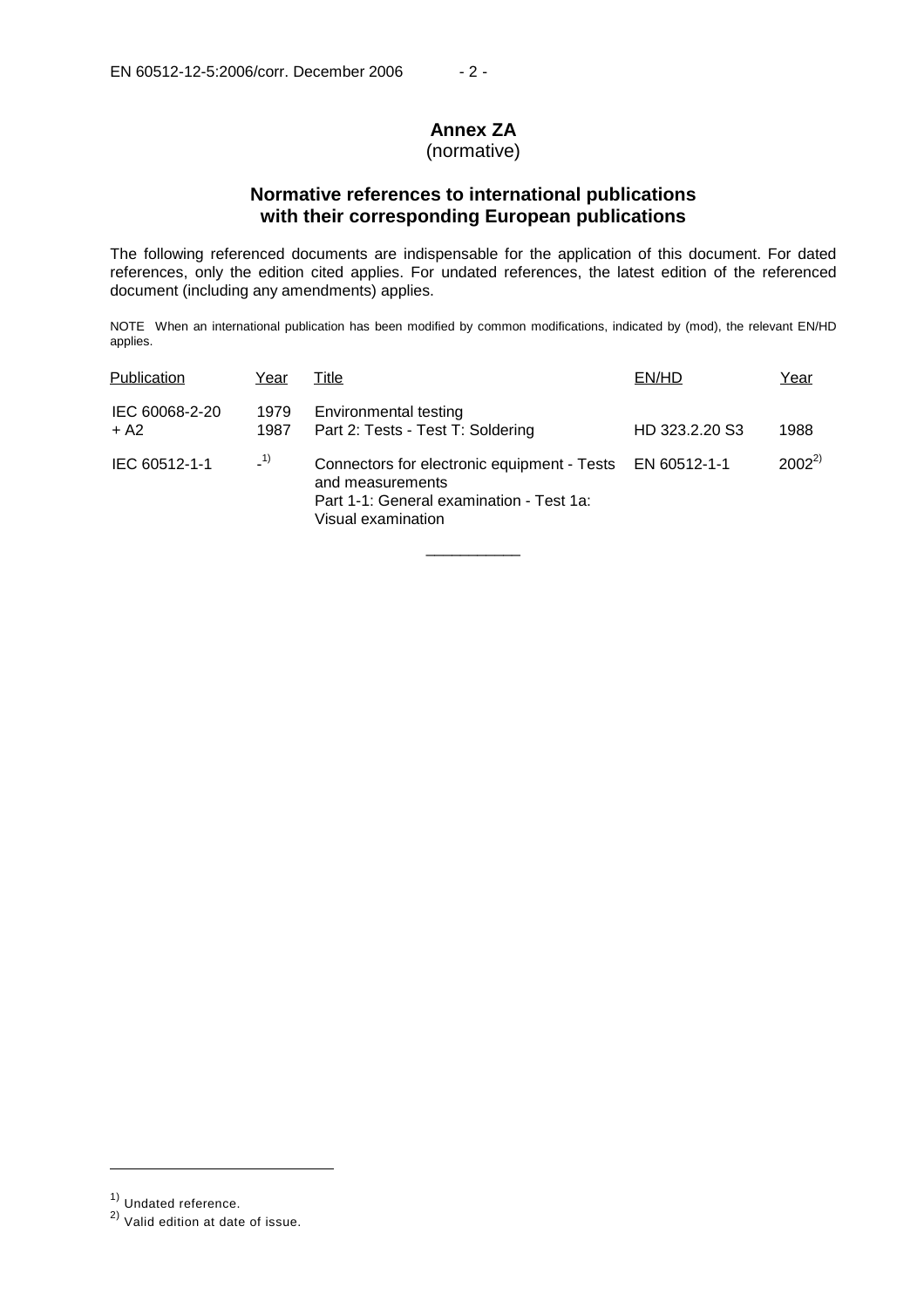# Annex ZA

(normative)

## Normative references to international publications with their corresponding European publications

The following referenced documents are indispensable for the application of this document. For dated references, only the edition cited applies. For undated references, the latest edition of the referenced document (including any amendments) applies.

NOTE When an international publication has been modified by common modifications, indicated by (mod), the relevant EN/HD applies.

| Publication | Year | Title | EN/HD | Year |
|---|---|---|---|---|
| IEC 60068-2-20<br>+ A2 | 1979<br>1987 | Environmental testing<br>Part 2: Tests - Test T: Soldering | HD 323.2.20 S3 | 1988 |
| IEC 60512-1-1 | -[1] | Connectors for electronic equipment - Tests and measurements<br>Part 1-1: General examination - Test 1a: Visual examination | EN 60512-1-1 | 2002[2] |

---

[1] Undated reference.

[2] Valid edition at date of issue.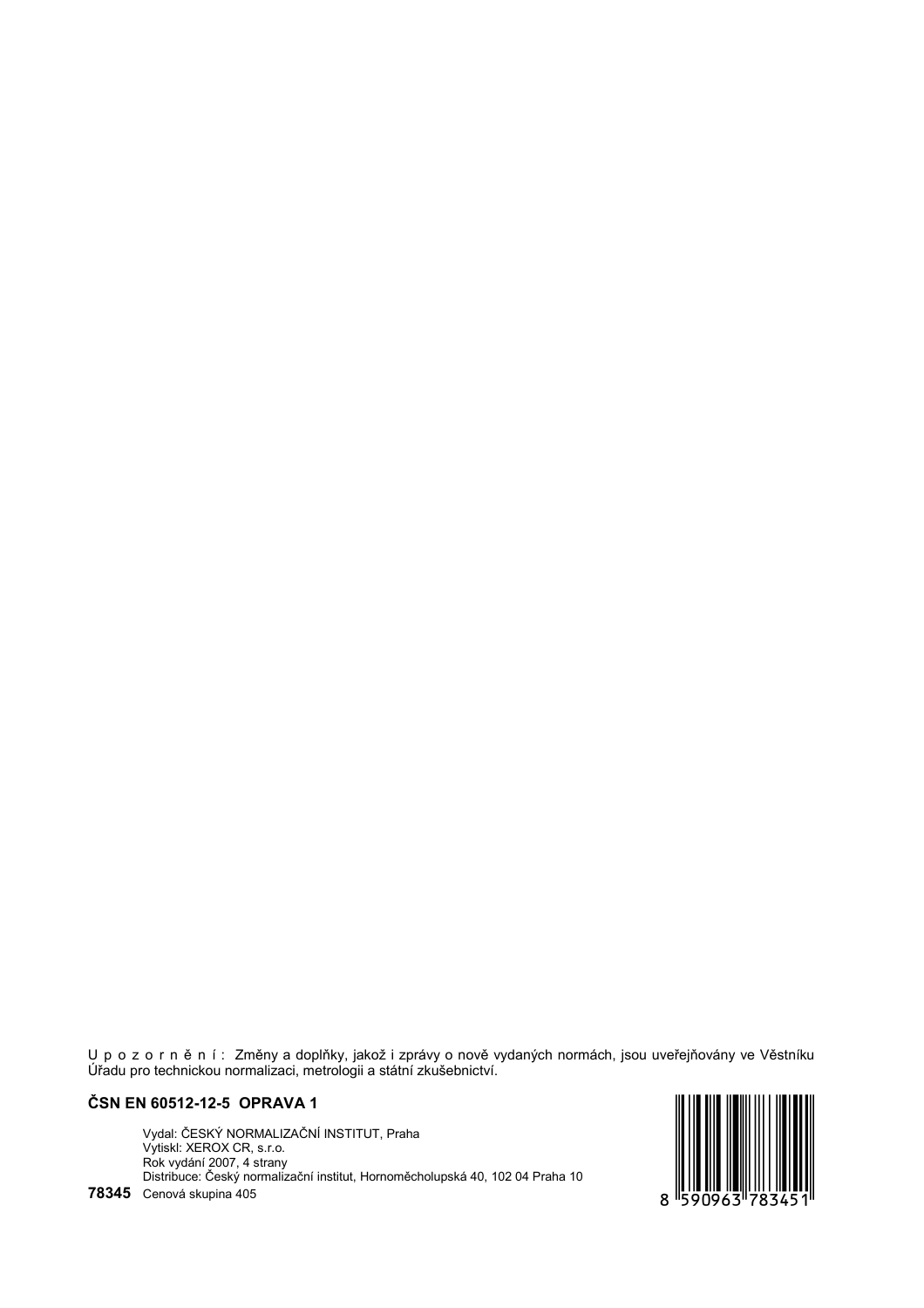U p o z o r n ě n í : Změny a doplňky, jakož i zprávy o nově vydaných normách, jsou uveřejňovány ve Věstníku Úřadu pro technickou normalizaci, metrologii a státní zkušebnictví.

**ČSN EN 60512-12-5 OPRAVA 1**

Vydal: ČESKÝ NORMALIZAČNÍ INSTITUT, Praha
Vytiskl: XEROX CR, s.r.o.
Rok vydání 2007, 4 strany
Distribuce: Český normalizační institut, Hornoměcholupská 40, 102 04 Praha 10

**78345** Cenová skupina 405

8 590963 783451